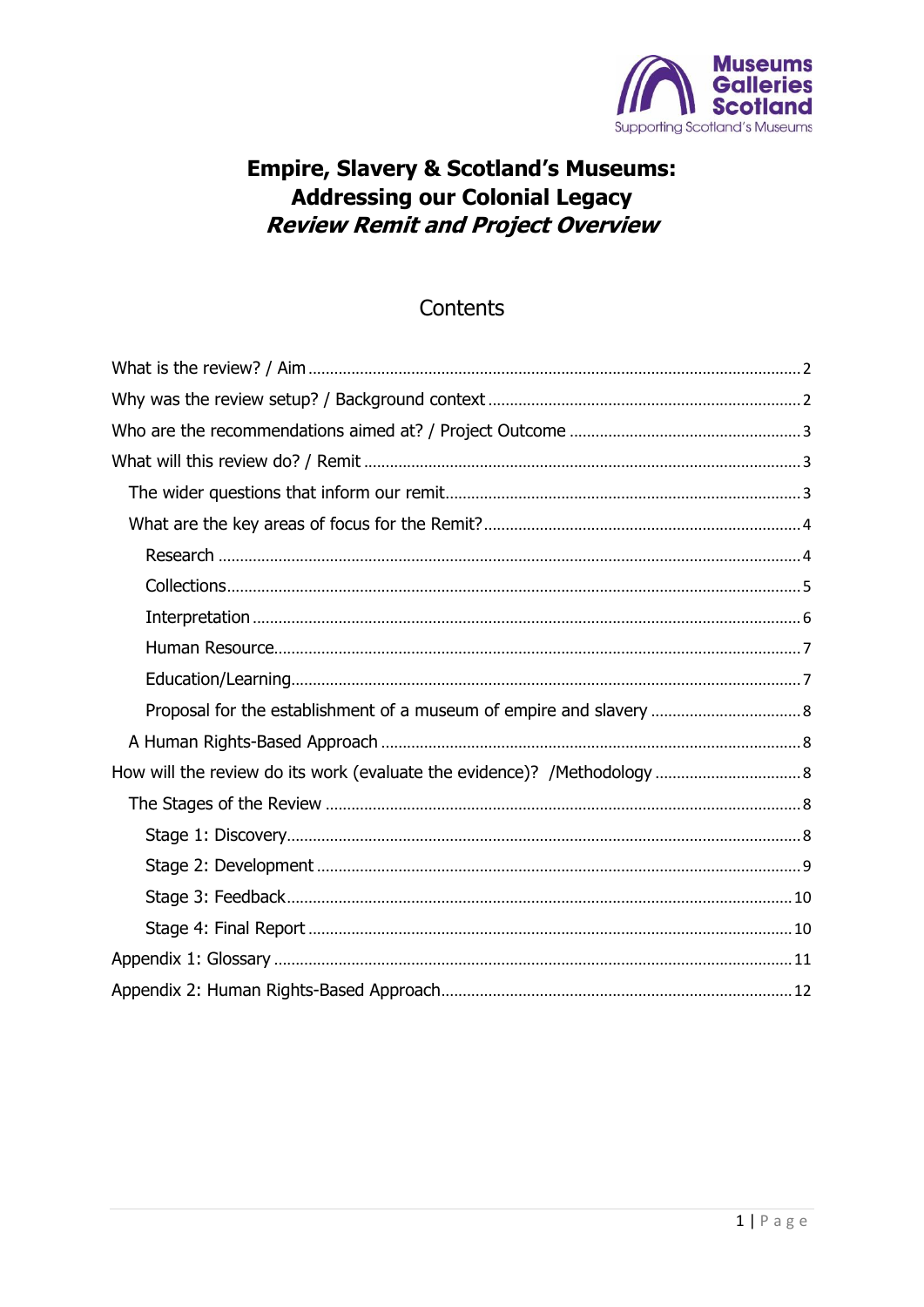# Empire, Slavery & Scotland's Museums: Addressing our Colonial Legacy

## *Review Remit and Project Overview*

## Contents

- What is the review? / Aim ........ 2
- Why was the review setup? / Background context ........ 2
- Who are the recommendations aimed at? / Project Outcome ........ 3
- What will this review do? / Remit ........ 3
  - The wider questions that inform our remit ........ 3
  - What are the key areas of focus for the Remit? ........ 4
    - Research ........ 4
    - Collections ........ 5
    - Interpretation ........ 6
    - Human Resource ........ 7
    - Education/Learning ........ 7
    - Proposal for the establishment of a museum of empire and slavery ........ 8
  - A Human Rights-Based Approach ........ 8
- How will the review do its work (evaluate the evidence)? /Methodology ........ 8
  - The Stages of the Review ........ 8
    - Stage 1: Discovery ........ 8
    - Stage 2: Development ........ 9
    - Stage 3: Feedback ........ 10
    - Stage 4: Final Report ........ 10
- Appendix 1: Glossary ........ 11
- Appendix 2: Human Rights-Based Approach ........ 12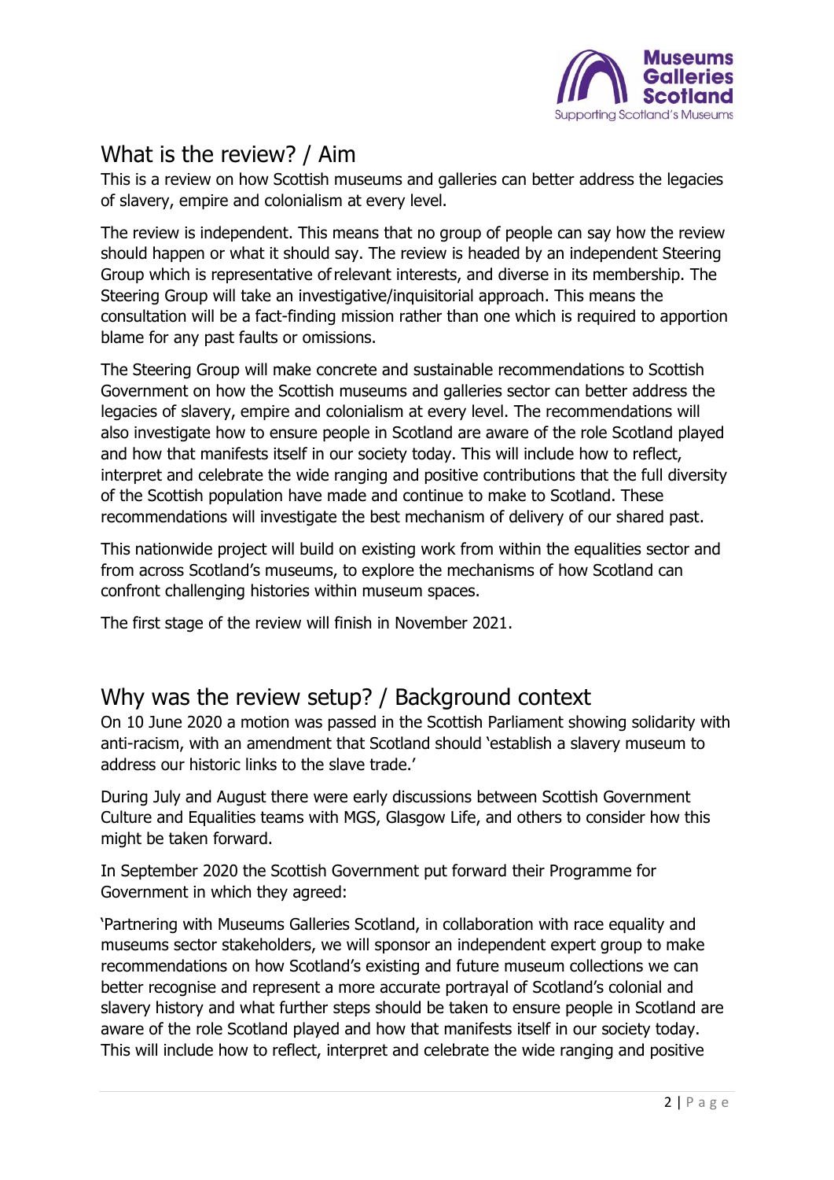## What is the review? / Aim

This is a review on how Scottish museums and galleries can better address the legacies of slavery, empire and colonialism at every level.

The review is independent. This means that no group of people can say how the review should happen or what it should say. The review is headed by an independent Steering Group which is representative of relevant interests, and diverse in its membership. The Steering Group will take an investigative/inquisitorial approach. This means the consultation will be a fact-finding mission rather than one which is required to apportion blame for any past faults or omissions.

The Steering Group will make concrete and sustainable recommendations to Scottish Government on how the Scottish museums and galleries sector can better address the legacies of slavery, empire and colonialism at every level. The recommendations will also investigate how to ensure people in Scotland are aware of the role Scotland played and how that manifests itself in our society today. This will include how to reflect, interpret and celebrate the wide ranging and positive contributions that the full diversity of the Scottish population have made and continue to make to Scotland. These recommendations will investigate the best mechanism of delivery of our shared past.

This nationwide project will build on existing work from within the equalities sector and from across Scotland's museums, to explore the mechanisms of how Scotland can confront challenging histories within museum spaces.

The first stage of the review will finish in November 2021.

## Why was the review setup? / Background context

On 10 June 2020 a motion was passed in the Scottish Parliament showing solidarity with anti-racism, with an amendment that Scotland should 'establish a slavery museum to address our historic links to the slave trade.'

During July and August there were early discussions between Scottish Government Culture and Equalities teams with MGS, Glasgow Life, and others to consider how this might be taken forward.

In September 2020 the Scottish Government put forward their Programme for Government in which they agreed:

'Partnering with Museums Galleries Scotland, in collaboration with race equality and museums sector stakeholders, we will sponsor an independent expert group to make recommendations on how Scotland's existing and future museum collections we can better recognise and represent a more accurate portrayal of Scotland's colonial and slavery history and what further steps should be taken to ensure people in Scotland are aware of the role Scotland played and how that manifests itself in our society today. This will include how to reflect, interpret and celebrate the wide ranging and positive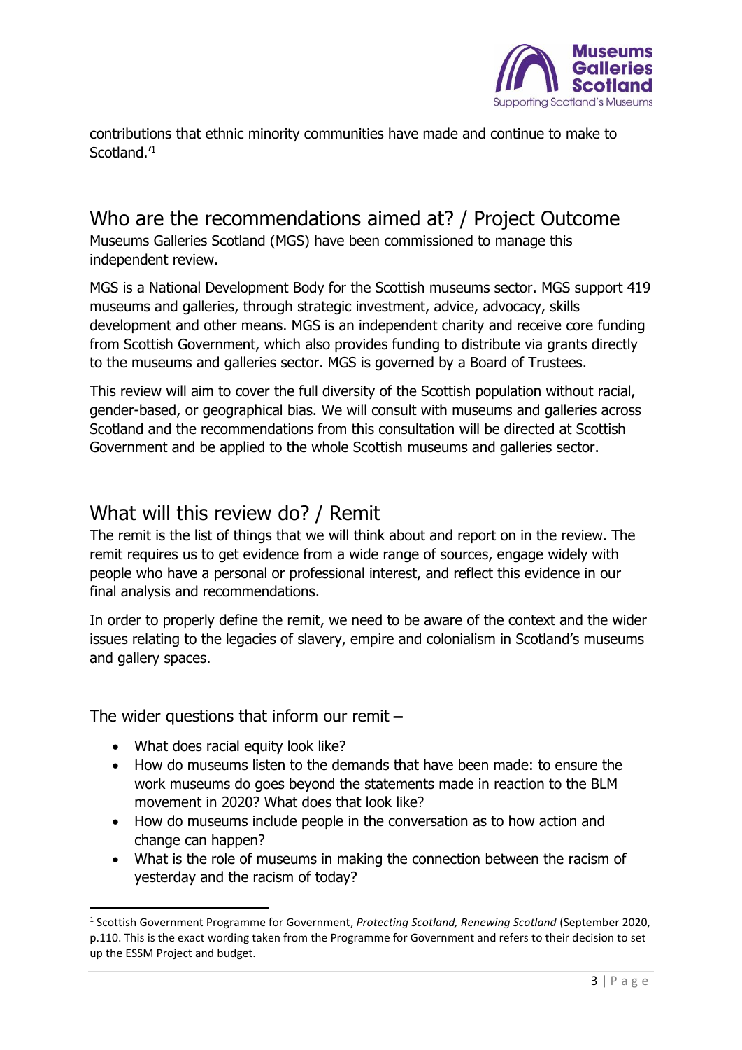contributions that ethnic minority communities have made and continue to make to Scotland.'[1]

## Who are the recommendations aimed at? / Project Outcome

Museums Galleries Scotland (MGS) have been commissioned to manage this independent review.

MGS is a National Development Body for the Scottish museums sector. MGS support 419 museums and galleries, through strategic investment, advice, advocacy, skills development and other means. MGS is an independent charity and receive core funding from Scottish Government, which also provides funding to distribute via grants directly to the museums and galleries sector. MGS is governed by a Board of Trustees.

This review will aim to cover the full diversity of the Scottish population without racial, gender-based, or geographical bias. We will consult with museums and galleries across Scotland and the recommendations from this consultation will be directed at Scottish Government and be applied to the whole Scottish museums and galleries sector.

## What will this review do? / Remit

The remit is the list of things that we will think about and report on in the review. The remit requires us to get evidence from a wide range of sources, engage widely with people who have a personal or professional interest, and reflect this evidence in our final analysis and recommendations.

In order to properly define the remit, we need to be aware of the context and the wider issues relating to the legacies of slavery, empire and colonialism in Scotland's museums and gallery spaces.

### The wider questions that inform our remit –

- What does racial equity look like?
- How do museums listen to the demands that have been made: to ensure the work museums do goes beyond the statements made in reaction to the BLM movement in 2020? What does that look like?
- How do museums include people in the conversation as to how action and change can happen?
- What is the role of museums in making the connection between the racism of yesterday and the racism of today?

---

[1] Scottish Government Programme for Government, *Protecting Scotland, Renewing Scotland* (September 2020, p.110. This is the exact wording taken from the Programme for Government and refers to their decision to set up the ESSM Project and budget.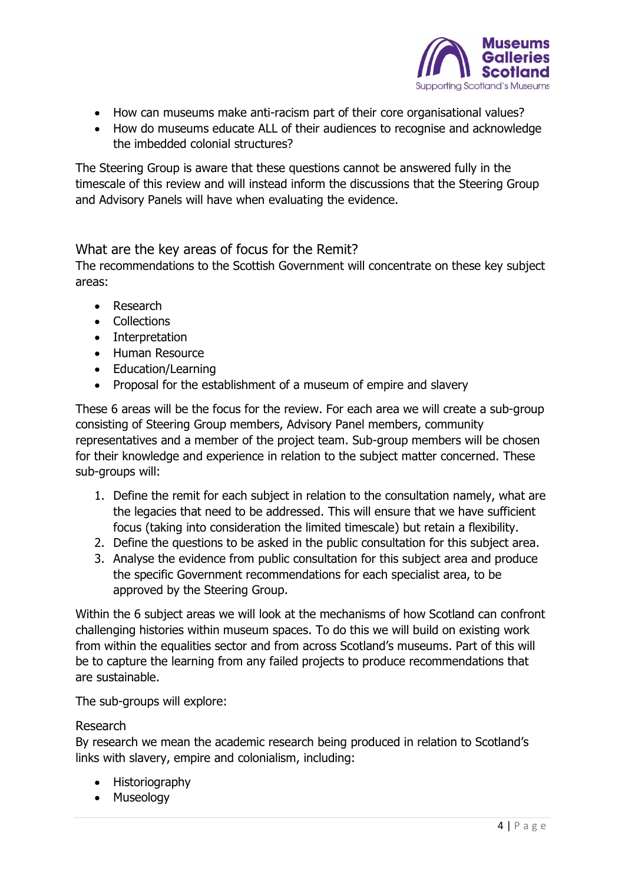- How can museums make anti-racism part of their core organisational values?
- How do museums educate ALL of their audiences to recognise and acknowledge the imbedded colonial structures?

The Steering Group is aware that these questions cannot be answered fully in the timescale of this review and will instead inform the discussions that the Steering Group and Advisory Panels will have when evaluating the evidence.

## What are the key areas of focus for the Remit?

The recommendations to the Scottish Government will concentrate on these key subject areas:

- Research
- Collections
- Interpretation
- Human Resource
- Education/Learning
- Proposal for the establishment of a museum of empire and slavery

These 6 areas will be the focus for the review. For each area we will create a sub-group consisting of Steering Group members, Advisory Panel members, community representatives and a member of the project team. Sub-group members will be chosen for their knowledge and experience in relation to the subject matter concerned. These sub-groups will:

1. Define the remit for each subject in relation to the consultation namely, what are the legacies that need to be addressed. This will ensure that we have sufficient focus (taking into consideration the limited timescale) but retain a flexibility.
2. Define the questions to be asked in the public consultation for this subject area.
3. Analyse the evidence from public consultation for this subject area and produce the specific Government recommendations for each specialist area, to be approved by the Steering Group.

Within the 6 subject areas we will look at the mechanisms of how Scotland can confront challenging histories within museum spaces. To do this we will build on existing work from within the equalities sector and from across Scotland's museums. Part of this will be to capture the learning from any failed projects to produce recommendations that are sustainable.

The sub-groups will explore:

### Research

By research we mean the academic research being produced in relation to Scotland's links with slavery, empire and colonialism, including:

- Historiography
- Museology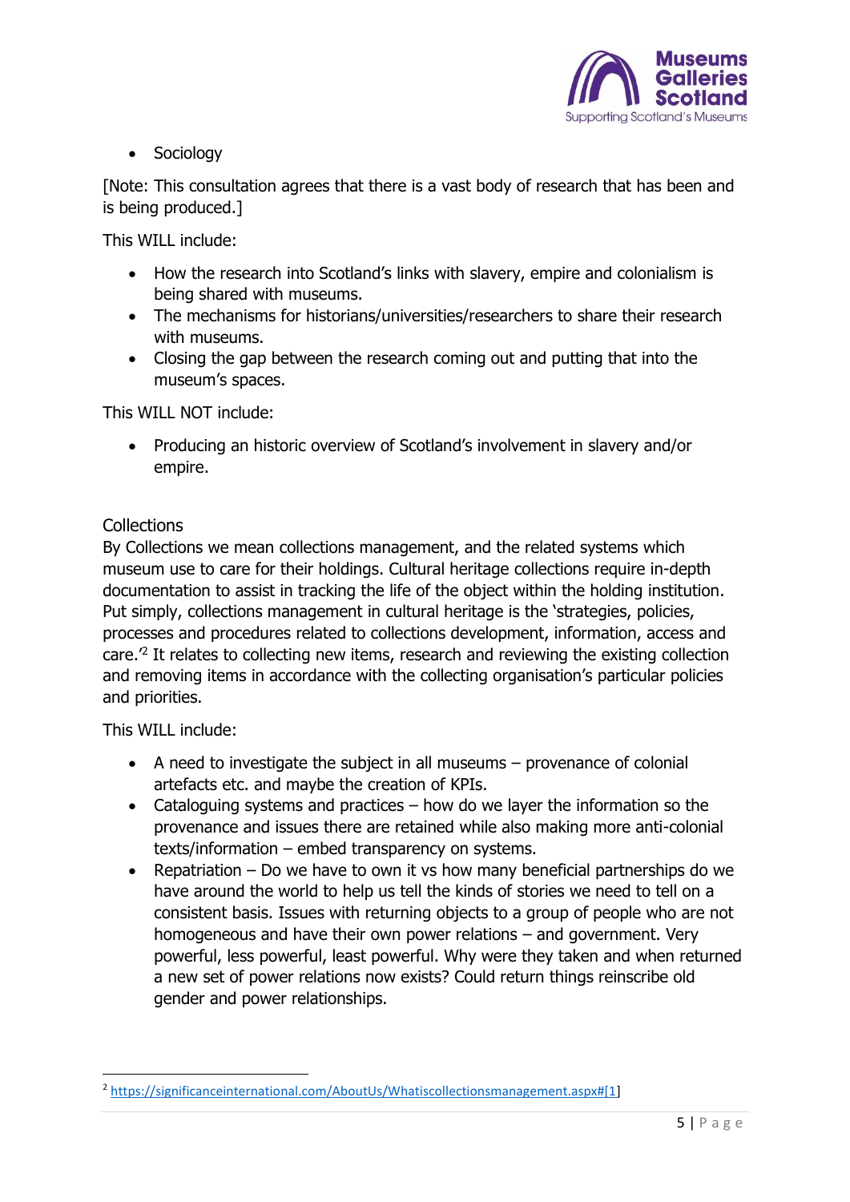- Sociology

[Note: This consultation agrees that there is a vast body of research that has been and is being produced.]

This WILL include:

- How the research into Scotland's links with slavery, empire and colonialism is being shared with museums.
- The mechanisms for historians/universities/researchers to share their research with museums.
- Closing the gap between the research coming out and putting that into the museum's spaces.

This WILL NOT include:

- Producing an historic overview of Scotland's involvement in slavery and/or empire.

## Collections

By Collections we mean collections management, and the related systems which museum use to care for their holdings. Cultural heritage collections require in-depth documentation to assist in tracking the life of the object within the holding institution. Put simply, collections management in cultural heritage is the 'strategies, policies, processes and procedures related to collections development, information, access and care.'[2] It relates to collecting new items, research and reviewing the existing collection and removing items in accordance with the collecting organisation's particular policies and priorities.

This WILL include:

- A need to investigate the subject in all museums – provenance of colonial artefacts etc. and maybe the creation of KPIs.
- Cataloguing systems and practices – how do we layer the information so the provenance and issues there are retained while also making more anti-colonial texts/information – embed transparency on systems.
- Repatriation – Do we have to own it vs how many beneficial partnerships do we have around the world to help us tell the kinds of stories we need to tell on a consistent basis. Issues with returning objects to a group of people who are not homogeneous and have their own power relations – and government. Very powerful, less powerful, least powerful. Why were they taken and when returned a new set of power relations now exists? Could return things reinscribe old gender and power relationships.

---

[2] https://significanceinternational.com/AboutUs/Whatiscollectionsmanagement.aspx#[1]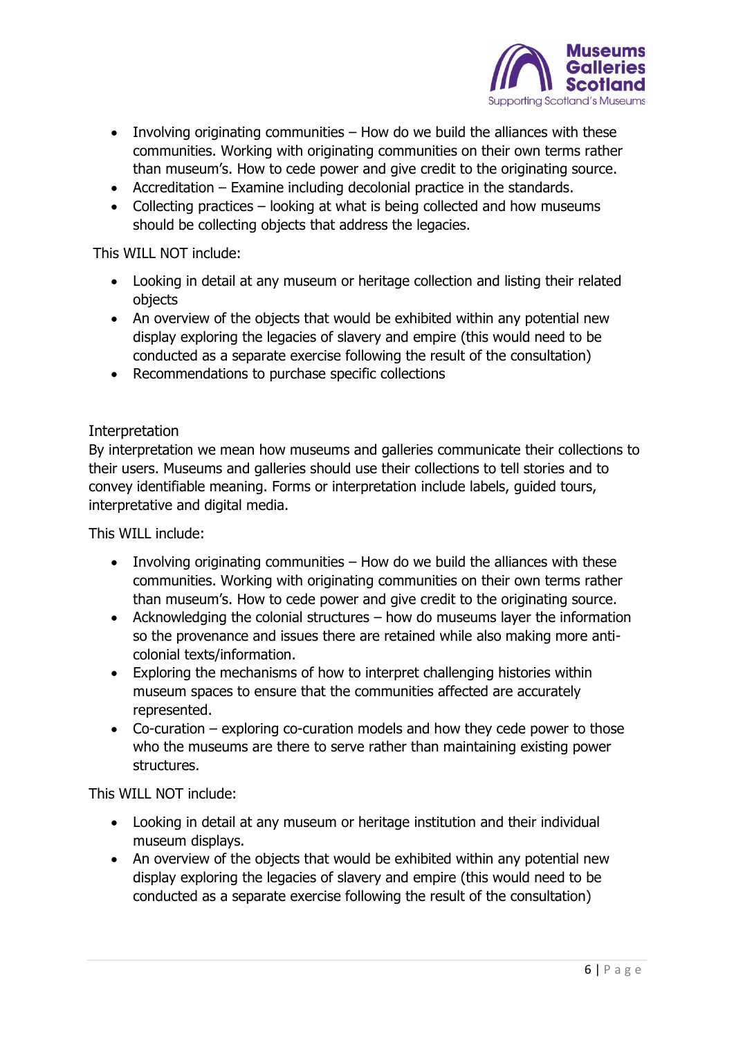- Involving originating communities – How do we build the alliances with these communities. Working with originating communities on their own terms rather than museum's. How to cede power and give credit to the originating source.
- Accreditation – Examine including decolonial practice in the standards.
- Collecting practices – looking at what is being collected and how museums should be collecting objects that address the legacies.

This WILL NOT include:

- Looking in detail at any museum or heritage collection and listing their related objects
- An overview of the objects that would be exhibited within any potential new display exploring the legacies of slavery and empire (this would need to be conducted as a separate exercise following the result of the consultation)
- Recommendations to purchase specific collections

## Interpretation

By interpretation we mean how museums and galleries communicate their collections to their users. Museums and galleries should use their collections to tell stories and to convey identifiable meaning. Forms or interpretation include labels, guided tours, interpretative and digital media.

This WILL include:

- Involving originating communities – How do we build the alliances with these communities. Working with originating communities on their own terms rather than museum's. How to cede power and give credit to the originating source.
- Acknowledging the colonial structures – how do museums layer the information so the provenance and issues there are retained while also making more anti-colonial texts/information.
- Exploring the mechanisms of how to interpret challenging histories within museum spaces to ensure that the communities affected are accurately represented.
- Co-curation – exploring co-curation models and how they cede power to those who the museums are there to serve rather than maintaining existing power structures.

This WILL NOT include:

- Looking in detail at any museum or heritage institution and their individual museum displays.
- An overview of the objects that would be exhibited within any potential new display exploring the legacies of slavery and empire (this would need to be conducted as a separate exercise following the result of the consultation)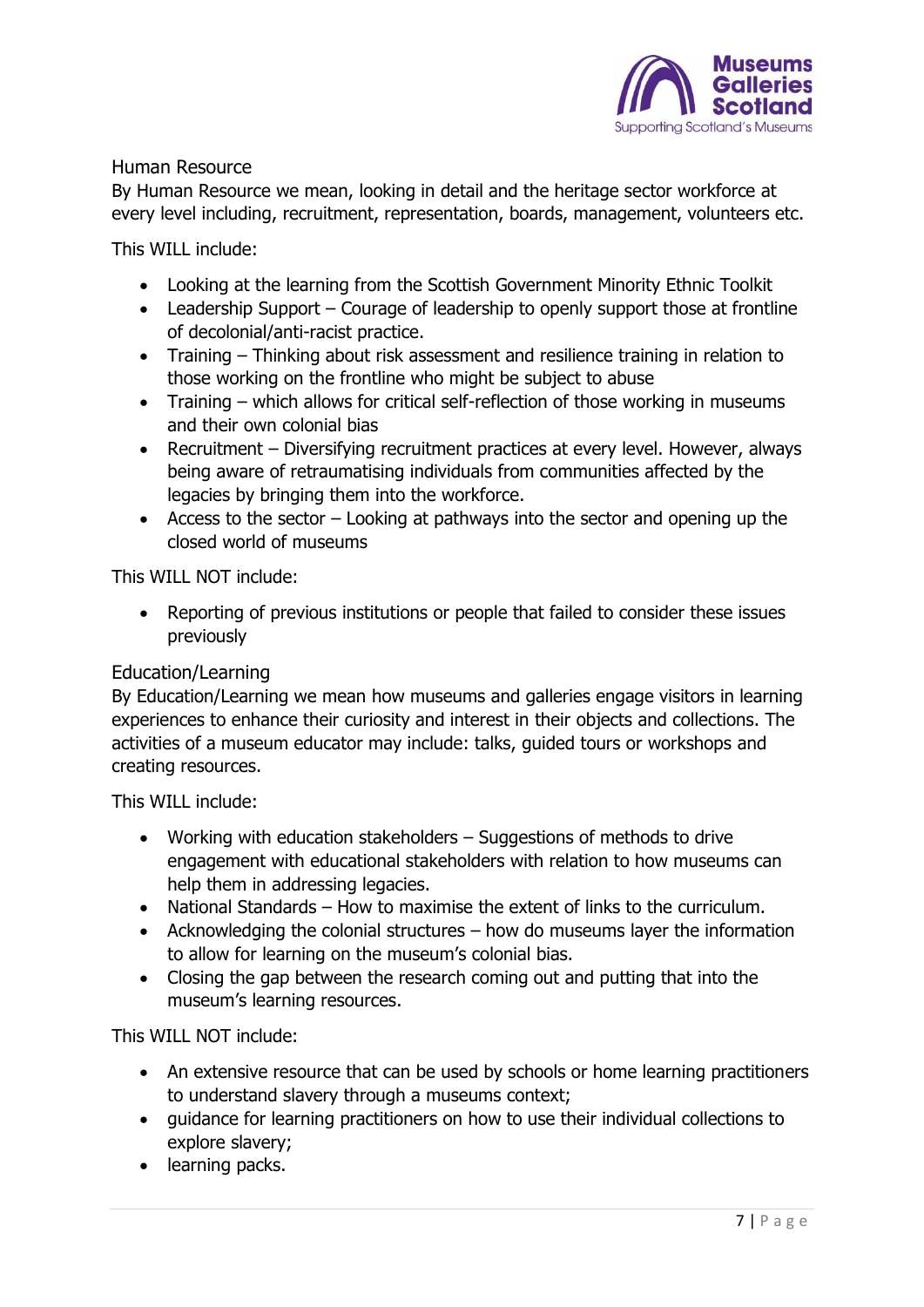## Human Resource

By Human Resource we mean, looking in detail and the heritage sector workforce at every level including, recruitment, representation, boards, management, volunteers etc.

This WILL include:

- Looking at the learning from the Scottish Government Minority Ethnic Toolkit
- Leadership Support – Courage of leadership to openly support those at frontline of decolonial/anti-racist practice.
- Training – Thinking about risk assessment and resilience training in relation to those working on the frontline who might be subject to abuse
- Training – which allows for critical self-reflection of those working in museums and their own colonial bias
- Recruitment – Diversifying recruitment practices at every level. However, always being aware of retraumatising individuals from communities affected by the legacies by bringing them into the workforce.
- Access to the sector – Looking at pathways into the sector and opening up the closed world of museums

This WILL NOT include:

- Reporting of previous institutions or people that failed to consider these issues previously

## Education/Learning

By Education/Learning we mean how museums and galleries engage visitors in learning experiences to enhance their curiosity and interest in their objects and collections. The activities of a museum educator may include: talks, guided tours or workshops and creating resources.

This WILL include:

- Working with education stakeholders – Suggestions of methods to drive engagement with educational stakeholders with relation to how museums can help them in addressing legacies.
- National Standards – How to maximise the extent of links to the curriculum.
- Acknowledging the colonial structures – how do museums layer the information to allow for learning on the museum's colonial bias.
- Closing the gap between the research coming out and putting that into the museum's learning resources.

This WILL NOT include:

- An extensive resource that can be used by schools or home learning practitioners to understand slavery through a museums context;
- guidance for learning practitioners on how to use their individual collections to explore slavery;
- learning packs.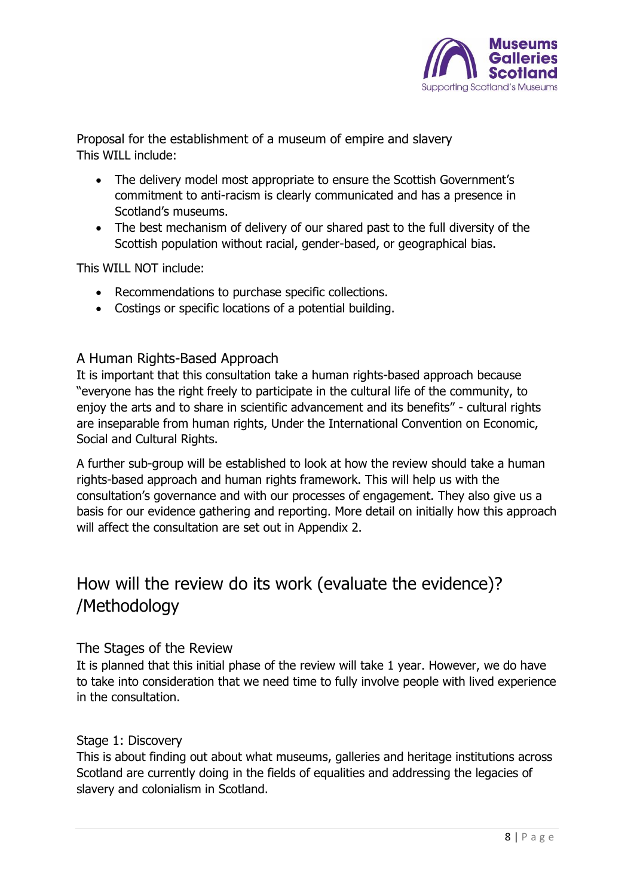Proposal for the establishment of a museum of empire and slavery
This WILL include:

- The delivery model most appropriate to ensure the Scottish Government's commitment to anti-racism is clearly communicated and has a presence in Scotland's museums.
- The best mechanism of delivery of our shared past to the full diversity of the Scottish population without racial, gender-based, or geographical bias.

This WILL NOT include:

- Recommendations to purchase specific collections.
- Costings or specific locations of a potential building.

### A Human Rights-Based Approach

It is important that this consultation take a human rights-based approach because "everyone has the right freely to participate in the cultural life of the community, to enjoy the arts and to share in scientific advancement and its benefits" - cultural rights are inseparable from human rights, Under the International Convention on Economic, Social and Cultural Rights.

A further sub-group will be established to look at how the review should take a human rights-based approach and human rights framework. This will help us with the consultation's governance and with our processes of engagement. They also give us a basis for our evidence gathering and reporting. More detail on initially how this approach will affect the consultation are set out in Appendix 2.

## How will the review do its work (evaluate the evidence)? /Methodology

### The Stages of the Review

It is planned that this initial phase of the review will take 1 year. However, we do have to take into consideration that we need time to fully involve people with lived experience in the consultation.

### Stage 1: Discovery

This is about finding out about what museums, galleries and heritage institutions across Scotland are currently doing in the fields of equalities and addressing the legacies of slavery and colonialism in Scotland.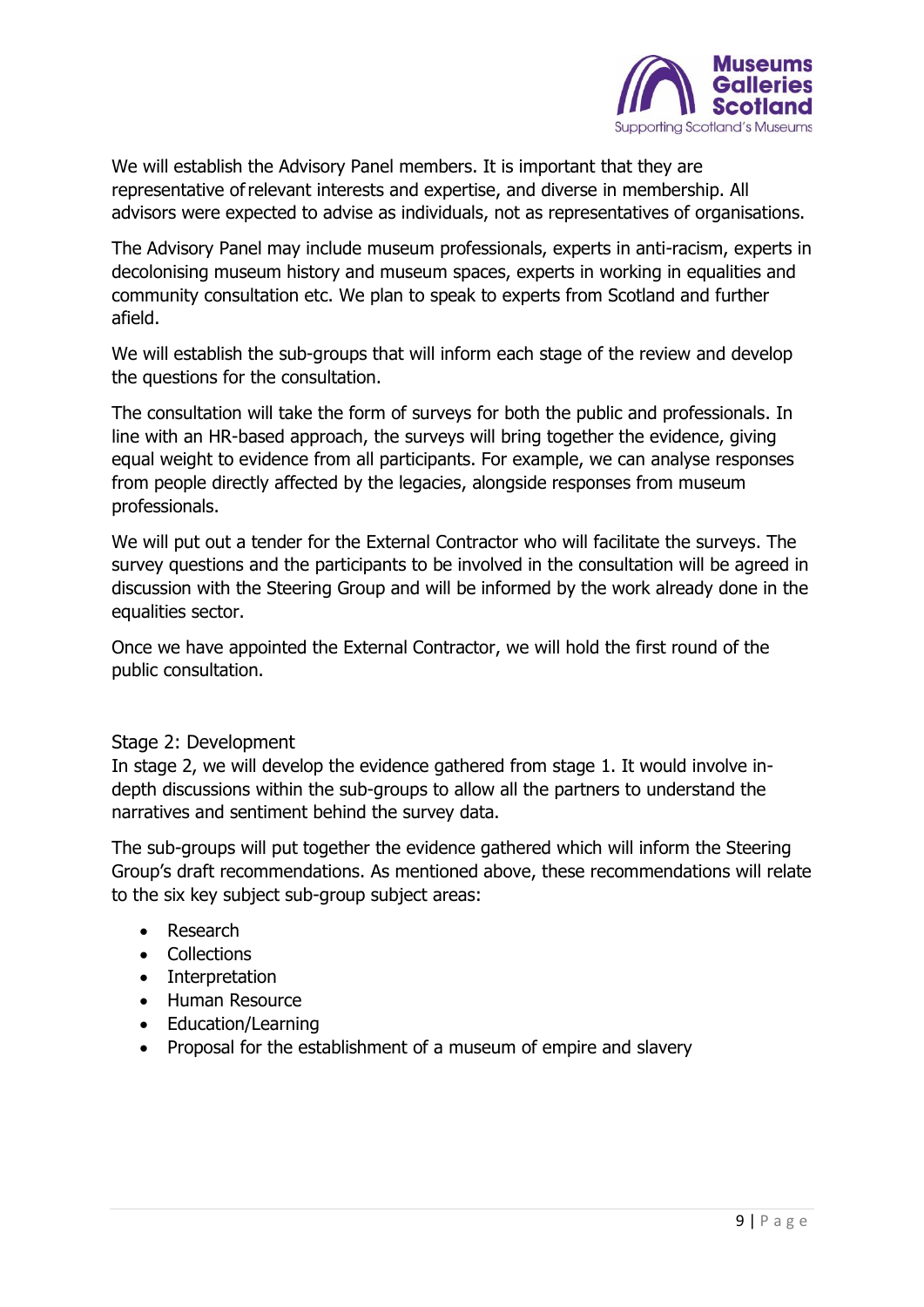We will establish the Advisory Panel members. It is important that they are representative of relevant interests and expertise, and diverse in membership. All advisors were expected to advise as individuals, not as representatives of organisations.

The Advisory Panel may include museum professionals, experts in anti-racism, experts in decolonising museum history and museum spaces, experts in working in equalities and community consultation etc. We plan to speak to experts from Scotland and further afield.

We will establish the sub-groups that will inform each stage of the review and develop the questions for the consultation.

The consultation will take the form of surveys for both the public and professionals. In line with an HR-based approach, the surveys will bring together the evidence, giving equal weight to evidence from all participants. For example, we can analyse responses from people directly affected by the legacies, alongside responses from museum professionals.

We will put out a tender for the External Contractor who will facilitate the surveys. The survey questions and the participants to be involved in the consultation will be agreed in discussion with the Steering Group and will be informed by the work already done in the equalities sector.

Once we have appointed the External Contractor, we will hold the first round of the public consultation.

### Stage 2: Development

In stage 2, we will develop the evidence gathered from stage 1. It would involve in-depth discussions within the sub-groups to allow all the partners to understand the narratives and sentiment behind the survey data.

The sub-groups will put together the evidence gathered which will inform the Steering Group's draft recommendations. As mentioned above, these recommendations will relate to the six key subject sub-group subject areas:

- Research
- Collections
- Interpretation
- Human Resource
- Education/Learning
- Proposal for the establishment of a museum of empire and slavery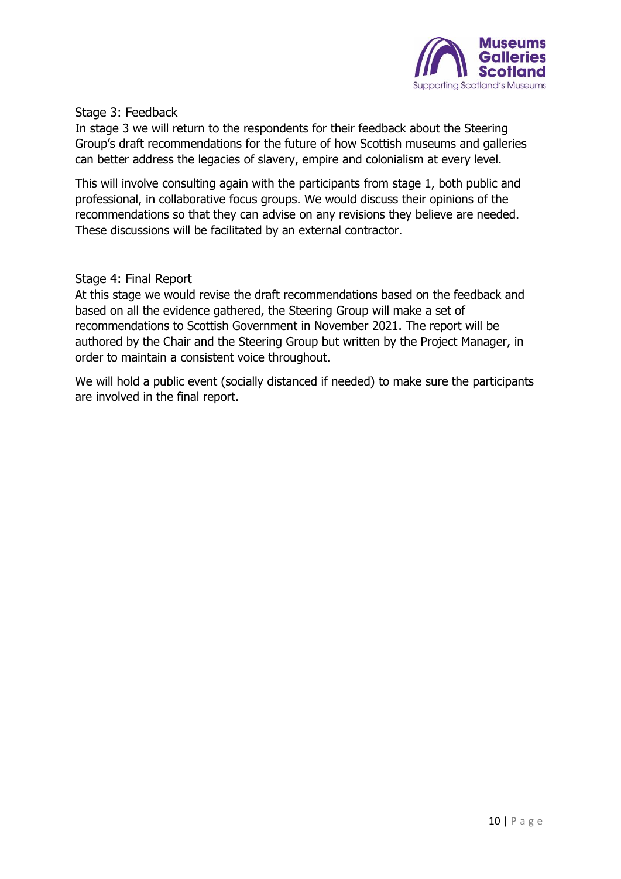### Stage 3: Feedback

In stage 3 we will return to the respondents for their feedback about the Steering Group's draft recommendations for the future of how Scottish museums and galleries can better address the legacies of slavery, empire and colonialism at every level.

This will involve consulting again with the participants from stage 1, both public and professional, in collaborative focus groups. We would discuss their opinions of the recommendations so that they can advise on any revisions they believe are needed. These discussions will be facilitated by an external contractor.

### Stage 4: Final Report

At this stage we would revise the draft recommendations based on the feedback and based on all the evidence gathered, the Steering Group will make a set of recommendations to Scottish Government in November 2021. The report will be authored by the Chair and the Steering Group but written by the Project Manager, in order to maintain a consistent voice throughout.

We will hold a public event (socially distanced if needed) to make sure the participants are involved in the final report.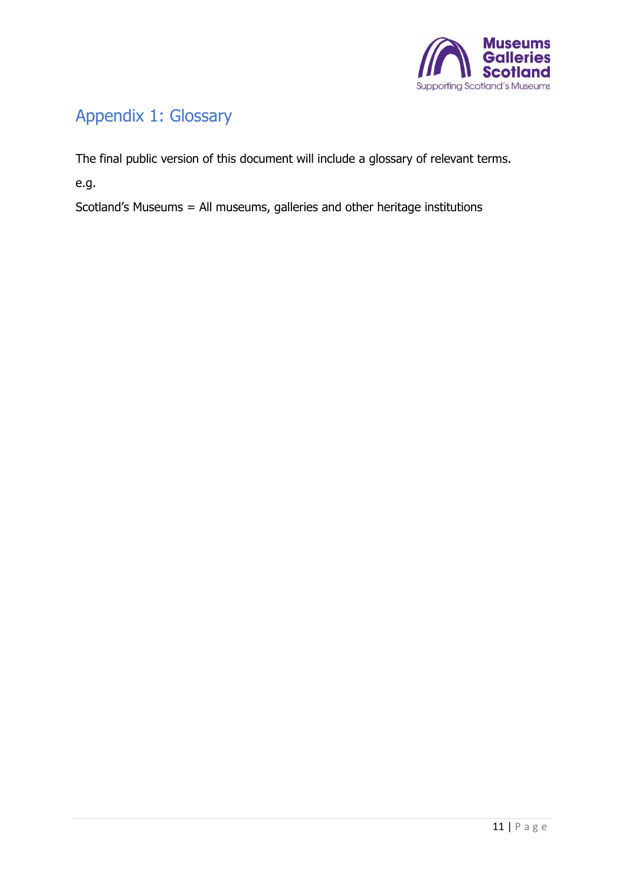# Appendix 1: Glossary

The final public version of this document will include a glossary of relevant terms.

e.g.

Scotland's Museums = All museums, galleries and other heritage institutions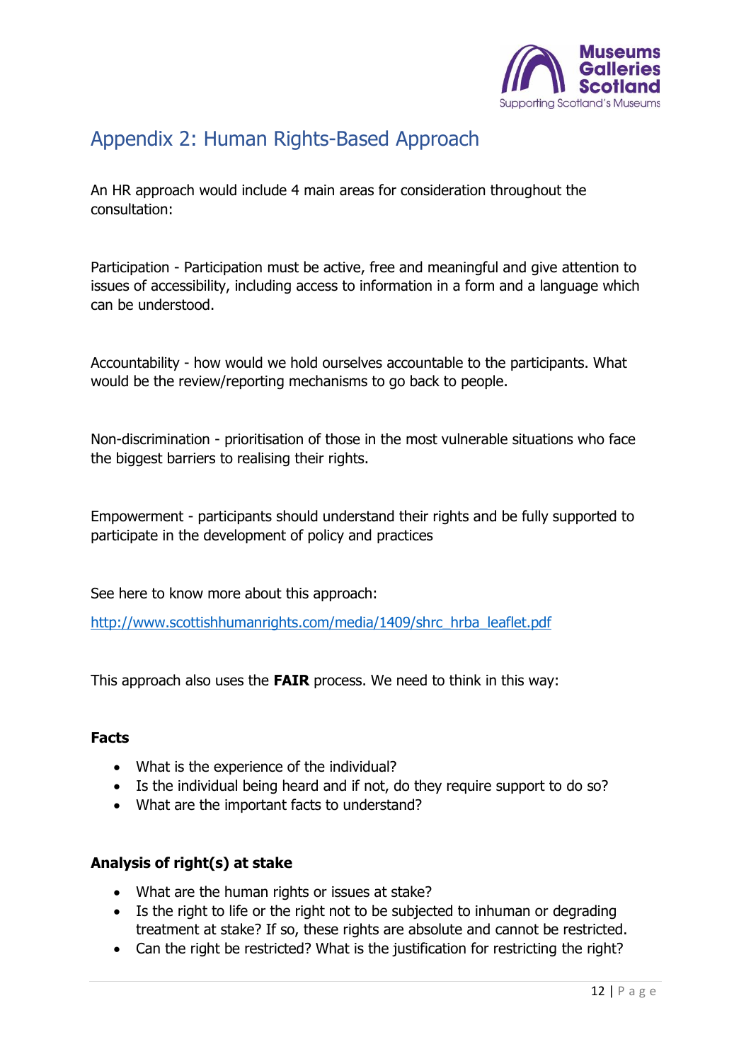# Appendix 2: Human Rights-Based Approach

An HR approach would include 4 main areas for consideration throughout the consultation:

Participation - Participation must be active, free and meaningful and give attention to issues of accessibility, including access to information in a form and a language which can be understood.

Accountability - how would we hold ourselves accountable to the participants. What would be the review/reporting mechanisms to go back to people.

Non-discrimination - prioritisation of those in the most vulnerable situations who face the biggest barriers to realising their rights.

Empowerment - participants should understand their rights and be fully supported to participate in the development of policy and practices

See here to know more about this approach:

http://www.scottishhumanrights.com/media/1409/shrc_hrba_leaflet.pdf

This approach also uses the **FAIR** process. We need to think in this way:

**Facts**

- What is the experience of the individual?
- Is the individual being heard and if not, do they require support to do so?
- What are the important facts to understand?

**Analysis of right(s) at stake**

- What are the human rights or issues at stake?
- Is the right to life or the right not to be subjected to inhuman or degrading treatment at stake? If so, these rights are absolute and cannot be restricted.
- Can the right be restricted? What is the justification for restricting the right?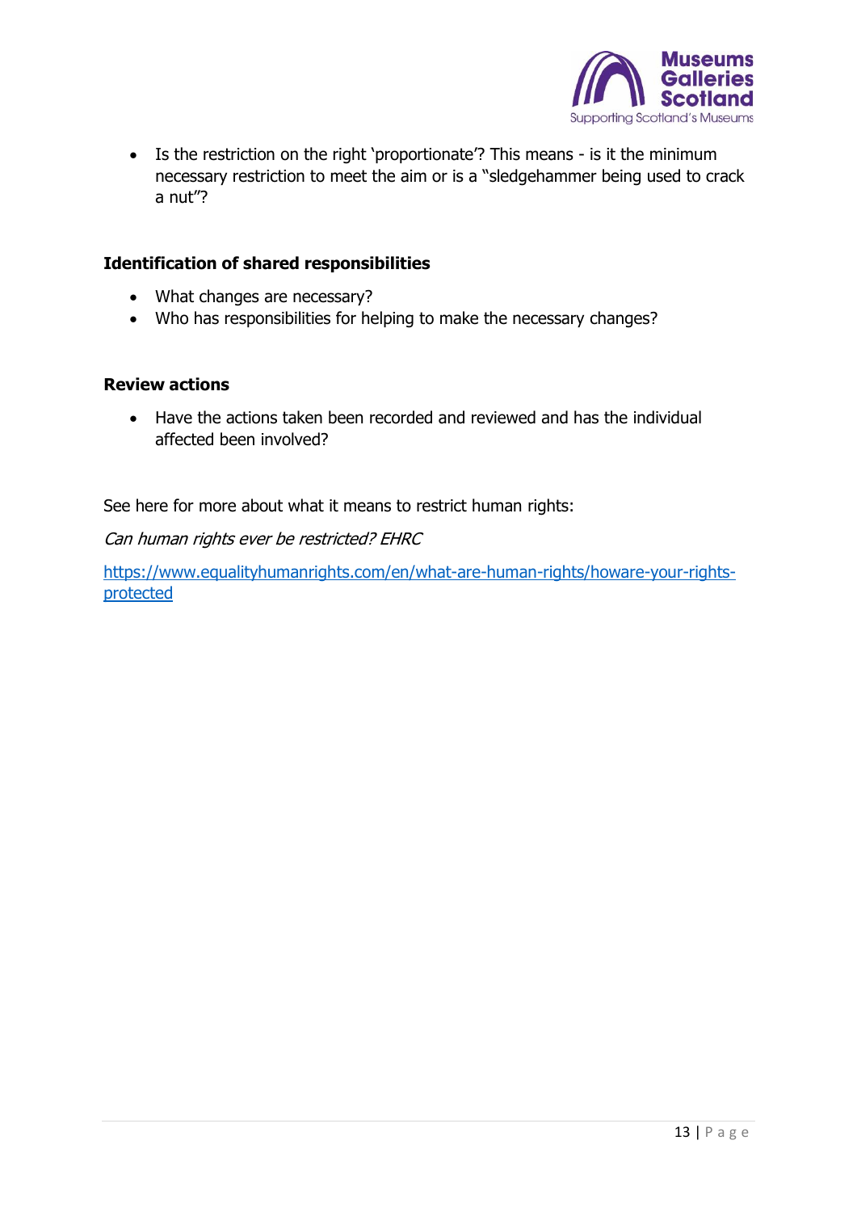- Is the restriction on the right 'proportionate'? This means - is it the minimum necessary restriction to meet the aim or is a "sledgehammer being used to crack a nut"?

**Identification of shared responsibilities**

- What changes are necessary?
- Who has responsibilities for helping to make the necessary changes?

**Review actions**

- Have the actions taken been recorded and reviewed and has the individual affected been involved?

See here for more about what it means to restrict human rights:

*Can human rights ever be restricted? EHRC*

[https://www.equalityhumanrights.com/en/what-are-human-rights/howare-your-rights-protected](https://www.equalityhumanrights.com/en/what-are-human-rights/howare-your-rights-protected)